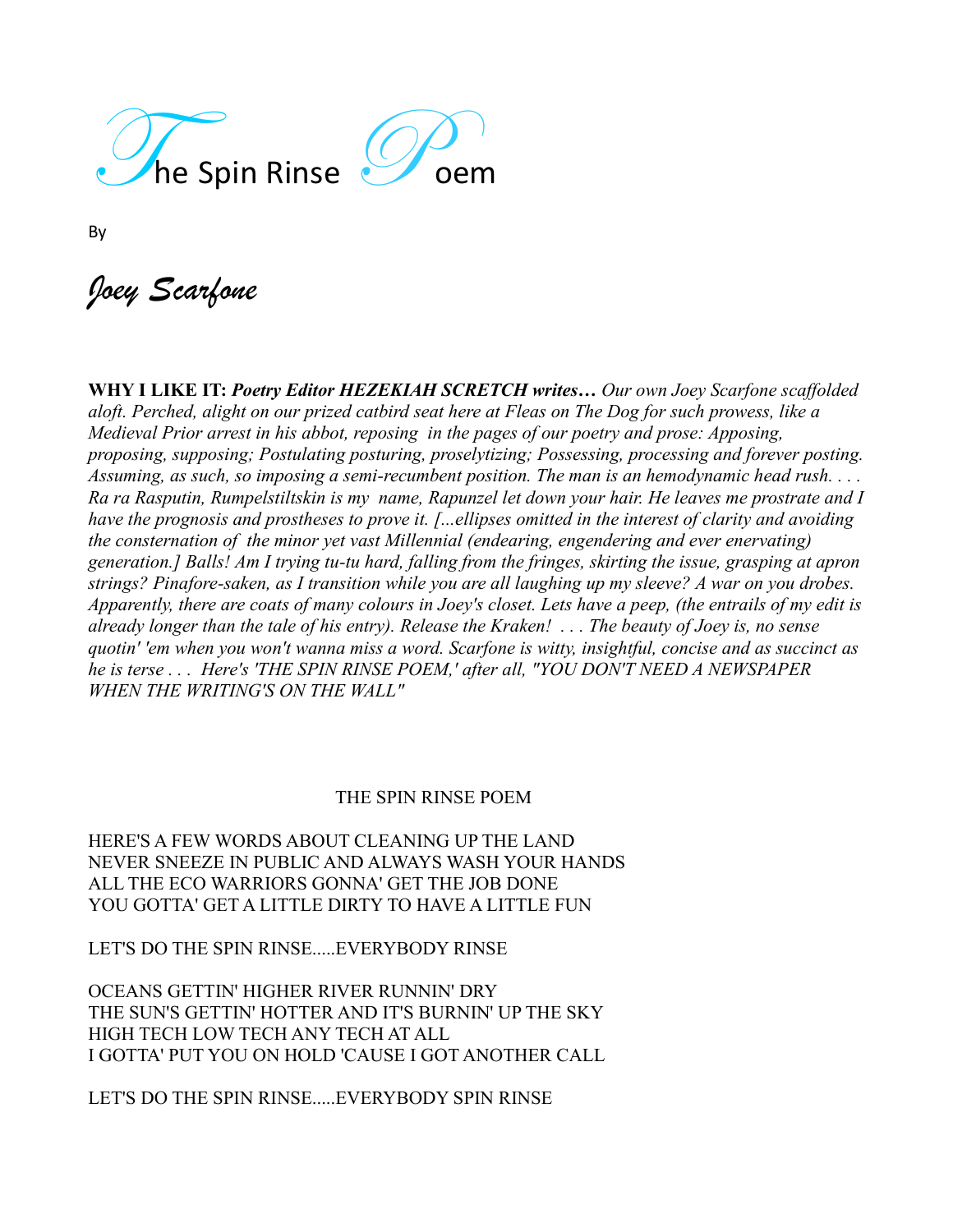# The Spin Rinse Poem

By

*Joey Scarfone*

**WHY I LIKE IT:** ***Poetry Editor HEZEKIAH SCRETCH writes…*** *Our own Joey Scarfone scaffolded aloft. Perched, alight on our prized catbird seat here at Fleas on The Dog for such prowess, like a Medieval Prior arrest in his abbot, reposing in the pages of our poetry and prose: Apposing, proposing, supposing; Postulating posturing, proselytizing; Possessing, processing and forever posting. Assuming, as such, so imposing a semi-recumbent position. The man is an hemodynamic head rush. . . . Ra ra Rasputin, Rumpelstiltskin is my name, Rapunzel let down your hair. He leaves me prostrate and I have the prognosis and prostheses to prove it. [...ellipses omitted in the interest of clarity and avoiding the consternation of the minor yet vast Millennial (endearing, engendering and ever enervating) generation.] Balls! Am I trying tu-tu hard, falling from the fringes, skirting the issue, grasping at apron strings? Pinafore-saken, as I transition while you are all laughing up my sleeve? A war on you drobes. Apparently, there are coats of many colours in Joey's closet. Lets have a peep, (the entrails of my edit is already longer than the tale of his entry). Release the Kraken! . . . The beauty of Joey is, no sense quotin' 'em when you won't wanna miss a word. Scarfone is witty, insightful, concise and as succinct as he is terse . . . Here's 'THE SPIN RINSE POEM,' after all, "YOU DON'T NEED A NEWSPAPER WHEN THE WRITING'S ON THE WALL"*

## THE SPIN RINSE POEM

HERE'S A FEW WORDS ABOUT CLEANING UP THE LAND
NEVER SNEEZE IN PUBLIC AND ALWAYS WASH YOUR HANDS
ALL THE ECO WARRIORS GONNA' GET THE JOB DONE
YOU GOTTA' GET A LITTLE DIRTY TO HAVE A LITTLE FUN

LET'S DO THE SPIN RINSE.....EVERYBODY RINSE

OCEANS GETTIN' HIGHER RIVER RUNNIN' DRY
THE SUN'S GETTIN' HOTTER AND IT'S BURNIN' UP THE SKY
HIGH TECH LOW TECH ANY TECH AT ALL
I GOTTA' PUT YOU ON HOLD 'CAUSE I GOT ANOTHER CALL

LET'S DO THE SPIN RINSE.....EVERYBODY SPIN RINSE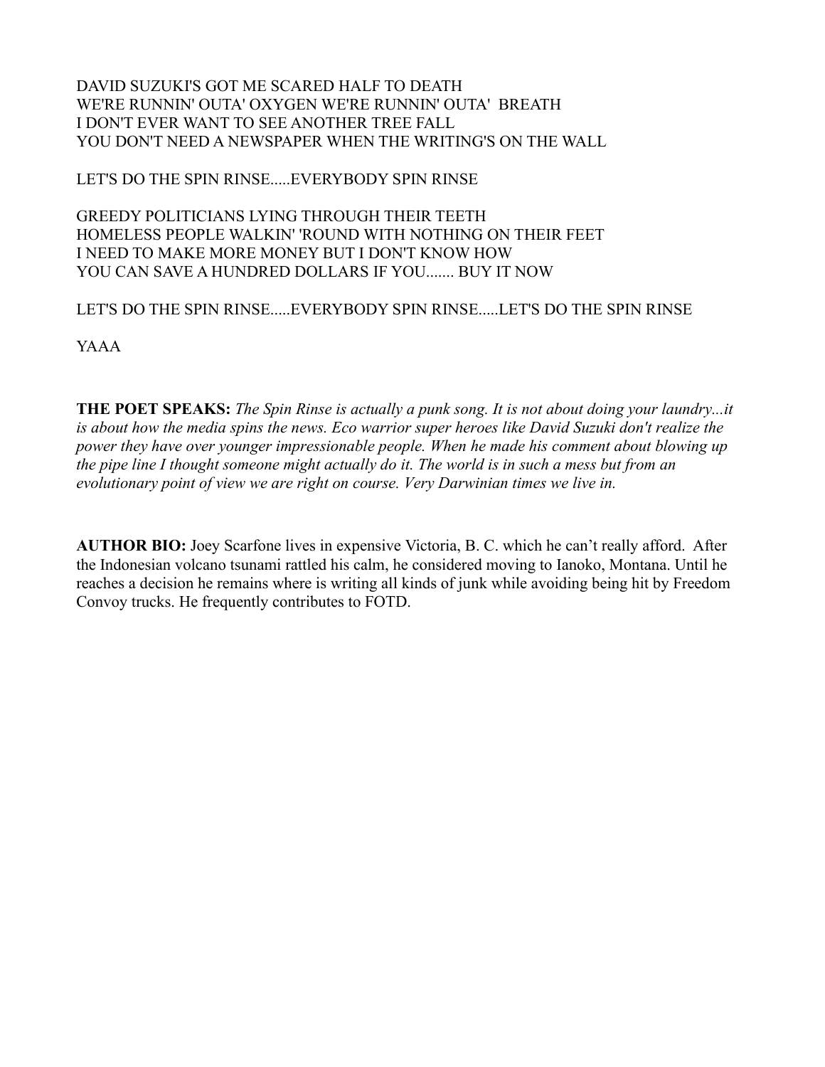DAVID SUZUKI'S GOT ME SCARED HALF TO DEATH
WE'RE RUNNIN' OUTA' OXYGEN WE'RE RUNNIN' OUTA' BREATH
I DON'T EVER WANT TO SEE ANOTHER TREE FALL
YOU DON'T NEED A NEWSPAPER WHEN THE WRITING'S ON THE WALL

LET'S DO THE SPIN RINSE.....EVERYBODY SPIN RINSE

GREEDY POLITICIANS LYING THROUGH THEIR TEETH
HOMELESS PEOPLE WALKIN' 'ROUND WITH NOTHING ON THEIR FEET
I NEED TO MAKE MORE MONEY BUT I DON'T KNOW HOW
YOU CAN SAVE A HUNDRED DOLLARS IF YOU....... BUY IT NOW

LET'S DO THE SPIN RINSE.....EVERYBODY SPIN RINSE.....LET'S DO THE SPIN RINSE

YAAA

**THE POET SPEAKS:** *The Spin Rinse is actually a punk song. It is not about doing your laundry...it is about how the media spins the news. Eco warrior super heroes like David Suzuki don't realize the power they have over younger impressionable people. When he made his comment about blowing up the pipe line I thought someone might actually do it. The world is in such a mess but from an evolutionary point of view we are right on course. Very Darwinian times we live in.*

**AUTHOR BIO:** Joey Scarfone lives in expensive Victoria, B. C. which he can't really afford. After the Indonesian volcano tsunami rattled his calm, he considered moving to Ianoko, Montana. Until he reaches a decision he remains where is writing all kinds of junk while avoiding being hit by Freedom Convoy trucks. He frequently contributes to FOTD.